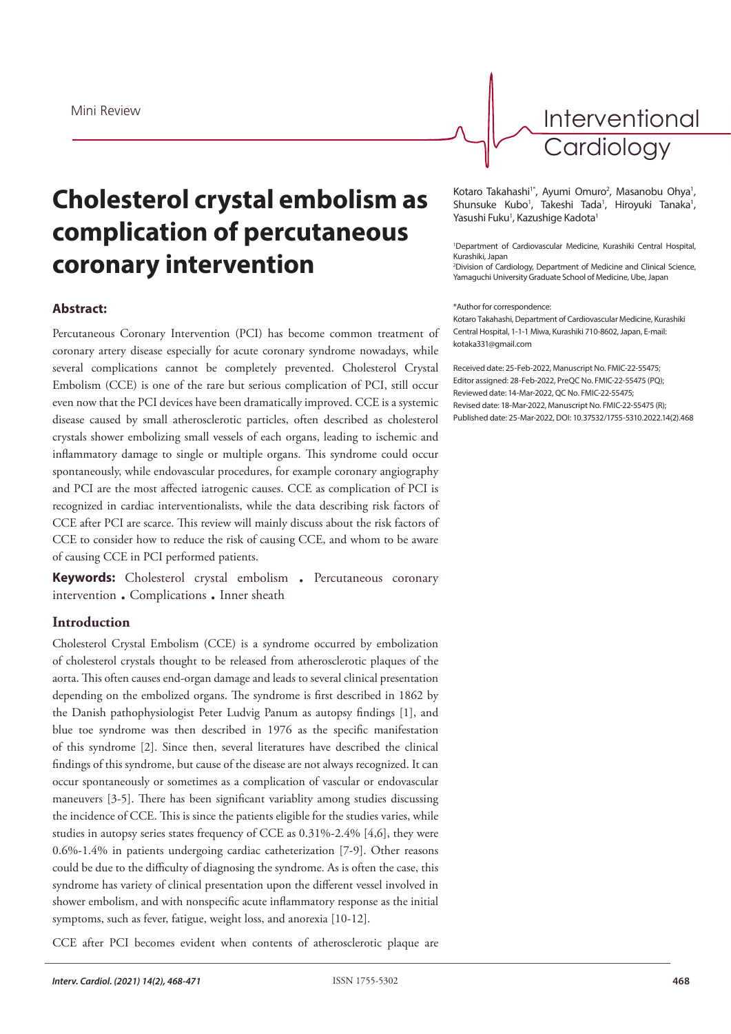Mini Review

# Cholesterol crystal embolism as complication of percutaneous coronary intervention

Kotaro Takahashi[1*], Ayumi Omuro[2], Masanobu Ohya[1], Shunsuke Kubo[1], Takeshi Tada[1], Hiroyuki Tanaka[1], Yasushi Fuku[1], Kazushige Kadota[1]

[1]Department of Cardiovascular Medicine, Kurashiki Central Hospital, Kurashiki, Japan
[2]Division of Cardiology, Department of Medicine and Clinical Science, Yamaguchi University Graduate School of Medicine, Ube, Japan

*Author for correspondence:
Kotaro Takahashi, Department of Cardiovascular Medicine, Kurashiki Central Hospital, 1-1-1 Miwa, Kurashiki 710-8602, Japan, E-mail: kotaka331@gmail.com

Received date: 25-Feb-2022, Manuscript No. FMIC-22-55475; Editor assigned: 28-Feb-2022, PreQC No. FMIC-22-55475 (PQ); Reviewed date: 14-Mar-2022, QC No. FMIC-22-55475; Revised date: 18-Mar-2022, Manuscript No. FMIC-22-55475 (R); Published date: 25-Mar-2022, DOI: 10.37532/1755-5310.2022.14(2).468

### Abstract:

Percutaneous Coronary Intervention (PCI) has become common treatment of coronary artery disease especially for acute coronary syndrome nowadays, while several complications cannot be completely prevented. Cholesterol Crystal Embolism (CCE) is one of the rare but serious complication of PCI, still occur even now that the PCI devices have been dramatically improved. CCE is a systemic disease caused by small atherosclerotic particles, often described as cholesterol crystals shower embolizing small vessels of each organs, leading to ischemic and inflammatory damage to single or multiple organs. This syndrome could occur spontaneously, while endovascular procedures, for example coronary angiography and PCI are the most affected iatrogenic causes. CCE as complication of PCI is recognized in cardiac interventionalists, while the data describing risk factors of CCE after PCI are scarce. This review will mainly discuss about the risk factors of CCE to consider how to reduce the risk of causing CCE, and whom to be aware of causing CCE in PCI performed patients.

**Keywords:** Cholesterol crystal embolism • Percutaneous coronary intervention • Complications • Inner sheath

## Introduction

Cholesterol Crystal Embolism (CCE) is a syndrome occurred by embolization of cholesterol crystals thought to be released from atherosclerotic plaques of the aorta. This often causes end-organ damage and leads to several clinical presentation depending on the embolized organs. The syndrome is first described in 1862 by the Danish pathophysiologist Peter Ludvig Panum as autopsy findings [1], and blue toe syndrome was then described in 1976 as the specific manifestation of this syndrome [2]. Since then, several literatures have described the clinical findings of this syndrome, but cause of the disease are not always recognized. It can occur spontaneously or sometimes as a complication of vascular or endovascular maneuvers [3-5]. There has been significant variablity among studies discussing the incidence of CCE. This is since the patients eligible for the studies varies, while studies in autopsy series states frequency of CCE as 0.31%-2.4% [4,6], they were 0.6%-1.4% in patients undergoing cardiac catheterization [7-9]. Other reasons could be due to the difficulty of diagnosing the syndrome. As is often the case, this syndrome has variety of clinical presentation upon the different vessel involved in shower embolism, and with nonspecific acute inflammatory response as the initial symptoms, such as fever, fatigue, weight loss, and anorexia [10-12].

CCE after PCI becomes evident when contents of atherosclerotic plaque are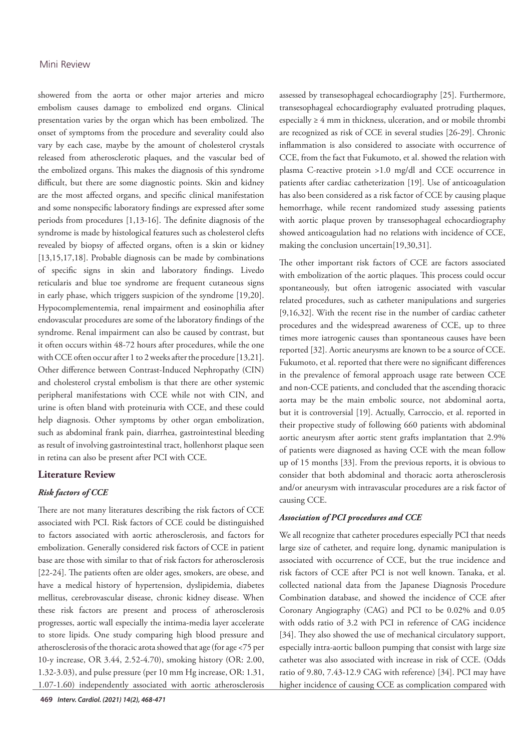showered from the aorta or other major arteries and micro embolism causes damage to embolized end organs. Clinical presentation varies by the organ which has been embolized. The onset of symptoms from the procedure and severality could also vary by each case, maybe by the amount of cholesterol crystals released from atherosclerotic plaques, and the vascular bed of the embolized organs. This makes the diagnosis of this syndrome difficult, but there are some diagnostic points. Skin and kidney are the most affected organs, and specific clinical manifestation and some nonspecific laboratory findings are expressed after some periods from procedures [1,13-16]. The definite diagnosis of the syndrome is made by histological features such as cholesterol clefts revealed by biopsy of affected organs, often is a skin or kidney [13,15,17,18]. Probable diagnosis can be made by combinations of specific signs in skin and laboratory findings. Livedo reticularis and blue toe syndrome are frequent cutaneous signs in early phase, which triggers suspicion of the syndrome [19,20]. Hypocomplementemia, renal impairment and eosinophilia after endovascular procedures are some of the laboratory findings of the syndrome. Renal impairment can also be caused by contrast, but it often occurs within 48-72 hours after procedures, while the one with CCE often occur after 1 to 2 weeks after the procedure [13,21]. Other difference between Contrast-Induced Nephropathy (CIN) and cholesterol crystal embolism is that there are other systemic peripheral manifestations with CCE while not with CIN, and urine is often bland with proteinuria with CCE, and these could help diagnosis. Other symptoms by other organ embolization, such as abdominal frank pain, diarrhea, gastrointestinal bleeding as result of involving gastrointestinal tract, hollenhorst plaque seen in retina can also be present after PCI with CCE.

## Literature Review

### *Risk factors of CCE*

There are not many literatures describing the risk factors of CCE associated with PCI. Risk factors of CCE could be distinguished to factors associated with aortic atherosclerosis, and factors for embolization. Generally considered risk factors of CCE in patient base are those with similar to that of risk factors for atherosclerosis [22-24]. The patients often are older ages, smokers, are obese, and have a medical history of hypertension, dyslipidemia, diabetes mellitus, cerebrovascular disease, chronic kidney disease. When these risk factors are present and process of atherosclerosis progresses, aortic wall especially the intima-media layer accelerate to store lipids. One study comparing high blood pressure and atherosclerosis of the thoracic arota showed that age (for age <75 per 10-y increase, OR 3.44, 2.52-4.70), smoking history (OR: 2.00, 1.32-3.03), and pulse pressure (per 10 mm Hg increase, OR: 1.31, 1.07-1.60) independently associated with aortic atherosclerosis assessed by transesophageal echocardiography [25]. Furthermore, transesophageal echocardiography evaluated protruding plaques, especially ≥ 4 mm in thickness, ulceration, and or mobile thrombi are recognized as risk of CCE in several studies [26-29]. Chronic inflammation is also considered to associate with occurrence of CCE, from the fact that Fukumoto, et al. showed the relation with plasma C-reactive protein >1.0 mg/dl and CCE occurrence in patients after cardiac catheterization [19]. Use of anticoagulation has also been considered as a risk factor of CCE by causing plaque hemorrhage, while recent randomized study assessing patients with aortic plaque proven by transesophageal echocardiography showed anticoagulation had no relations with incidence of CCE, making the conclusion uncertain[19,30,31].

The other important risk factors of CCE are factors associated with embolization of the aortic plaques. This process could occur spontaneously, but often iatrogenic associated with vascular related procedures, such as catheter manipulations and surgeries [9,16,32]. With the recent rise in the number of cardiac catheter procedures and the widespread awareness of CCE, up to three times more iatrogenic causes than spontaneous causes have been reported [32]. Aortic aneurysms are known to be a source of CCE. Fukumoto, et al. reported that there were no significant differences in the prevalence of femoral approach usage rate between CCE and non-CCE patients, and concluded that the ascending thoracic aorta may be the main embolic source, not abdominal aorta, but it is controversial [19]. Actually, Carroccio, et al. reported in their propective study of following 660 patients with abdominal aortic aneurysm after aortic stent grafts implantation that 2.9% of patients were diagnosed as having CCE with the mean follow up of 15 months [33]. From the previous reports, it is obvious to consider that both abdominal and thoracic aorta atherosclerosis and/or aneurysm with intravascular procedures are a risk factor of causing CCE.

### *Association of PCI procedures and CCE*

We all recognize that catheter procedures especially PCI that needs large size of catheter, and require long, dynamic manipulation is associated with occurrence of CCE, but the true incidence and risk factors of CCE after PCI is not well known. Tanaka, et al. collected national data from the Japanese Diagnosis Procedure Combination database, and showed the incidence of CCE after Coronary Angiography (CAG) and PCI to be 0.02% and 0.05 with odds ratio of 3.2 with PCI in reference of CAG incidence [34]. They also showed the use of mechanical circulatory support, especially intra-aortic balloon pumping that consist with large size catheter was also associated with increase in risk of CCE. (Odds ratio of 9.80, 7.43-12.9 CAG with reference) [34]. PCI may have higher incidence of causing CCE as complication compared with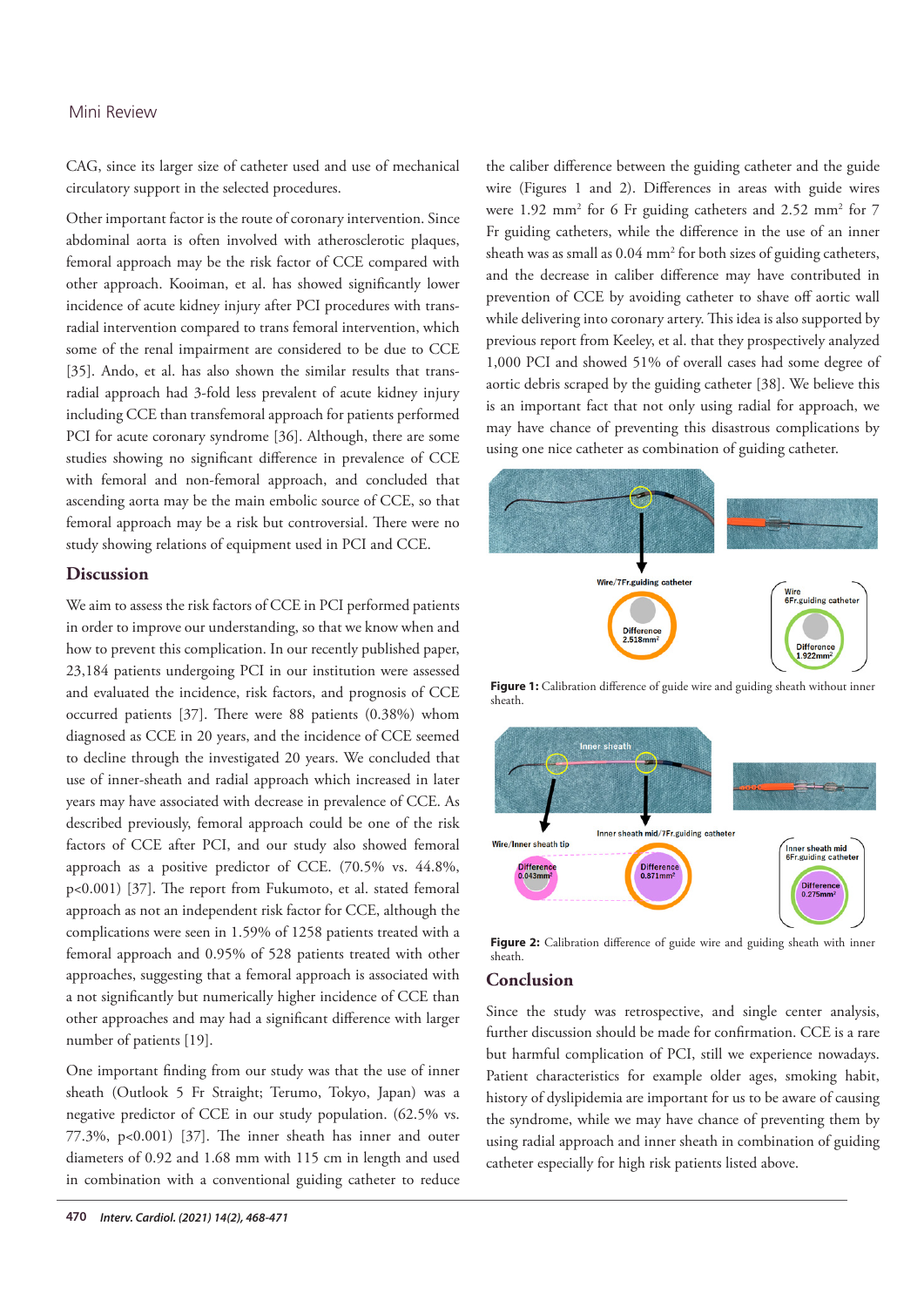CAG, since its larger size of catheter used and use of mechanical circulatory support in the selected procedures.

Other important factor is the route of coronary intervention. Since abdominal aorta is often involved with atherosclerotic plaques, femoral approach may be the risk factor of CCE compared with other approach. Kooiman, et al. has showed significantly lower incidence of acute kidney injury after PCI procedures with trans-radial intervention compared to trans femoral intervention, which some of the renal impairment are considered to be due to CCE [35]. Ando, et al. has also shown the similar results that trans-radial approach had 3-fold less prevalent of acute kidney injury including CCE than transfemoral approach for patients performed PCI for acute coronary syndrome [36]. Although, there are some studies showing no significant difference in prevalence of CCE with femoral and non-femoral approach, and concluded that ascending aorta may be the main embolic source of CCE, so that femoral approach may be a risk but controversial. There were no study showing relations of equipment used in PCI and CCE.

## Discussion

We aim to assess the risk factors of CCE in PCI performed patients in order to improve our understanding, so that we know when and how to prevent this complication. In our recently published paper, 23,184 patients undergoing PCI in our institution were assessed and evaluated the incidence, risk factors, and prognosis of CCE occurred patients [37]. There were 88 patients (0.38%) whom diagnosed as CCE in 20 years, and the incidence of CCE seemed to decline through the investigated 20 years. We concluded that use of inner-sheath and radial approach which increased in later years may have associated with decrease in prevalence of CCE. As described previously, femoral approach could be one of the risk factors of CCE after PCI, and our study also showed femoral approach as a positive predictor of CCE. (70.5% vs. 44.8%, $p<0.001$) [37]. The report from Fukumoto, et al. stated femoral approach as not an independent risk factor for CCE, although the complications were seen in 1.59% of 1258 patients treated with a femoral approach and 0.95% of 528 patients treated with other approaches, suggesting that a femoral approach is associated with a not significantly but numerically higher incidence of CCE than other approaches and may had a significant difference with larger number of patients [19].

One important finding from our study was that the use of inner sheath (Outlook 5 Fr Straight; Terumo, Tokyo, Japan) was a negative predictor of CCE in our study population. (62.5% vs. 77.3%, $p<0.001$) [37]. The inner sheath has inner and outer diameters of 0.92 and 1.68 mm with 115 cm in length and used in combination with a conventional guiding catheter to reduce the caliber difference between the guiding catheter and the guide wire (Figures 1 and 2). Differences in areas with guide wires were 1.92 mm$^2$ for 6 Fr guiding catheters and 2.52 mm$^2$ for 7 Fr guiding catheters, while the difference in the use of an inner sheath was as small as 0.04 mm$^2$ for both sizes of guiding catheters, and the decrease in caliber difference may have contributed in prevention of CCE by avoiding catheter to shave off aortic wall while delivering into coronary artery. This idea is also supported by previous report from Keeley, et al. that they prospectively analyzed 1,000 PCI and showed 51% of overall cases had some degree of aortic debris scraped by the guiding catheter [38]. We believe this is an important fact that not only using radial for approach, we may have chance of preventing this disastrous complications by using one nice catheter as combination of guiding catheter.

**Figure 1:** Calibration difference of guide wire and guiding sheath without inner sheath.

**Figure 2:** Calibration difference of guide wire and guiding sheath with inner sheath.

## Conclusion

Since the study was retrospective, and single center analysis, further discussion should be made for confirmation. CCE is a rare but harmful complication of PCI, still we experience nowadays. Patient characteristics for example older ages, smoking habit, history of dyslipidemia are important for us to be aware of causing the syndrome, while we may have chance of preventing them by using radial approach and inner sheath in combination of guiding catheter especially for high risk patients listed above.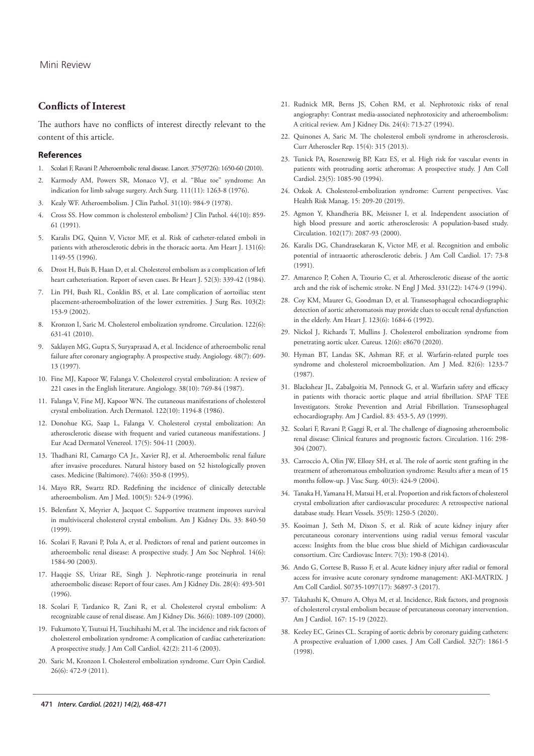## Conflicts of Interest

The authors have no conflicts of interest directly relevant to the content of this article.

### References

1. Scolari F, Ravani P. Atheroembolic renal disease. Lancet. 375(9726): 1650-60 (2010).
2. Karmody AM, Powers SR, Monaco VJ, et al. "Blue toe" syndrome: An indication for limb salvage surgery. Arch Surg. 111(11): 1263-8 (1976).
3. Kealy WF. Atheroembolism. J Clin Pathol. 31(10): 984-9 (1978).
4. Cross SS. How common is cholesterol embolism? J Clin Pathol. 44(10): 859-61 (1991).
5. Karalis DG, Quinn V, Victor MF, et al. Risk of catheter-related emboli in patients with atherosclerotic debris in the thoracic aorta. Am Heart J. 131(6): 1149-55 (1996).
6. Drost H, Buis B, Haan D, et al. Cholesterol embolism as a complication of left heart catheterisation. Report of seven cases. Br Heart J. 52(3): 339-42 (1984).
7. Lin PH, Bush RL, Conklin BS, et al. Late complication of aortoiliac stent placement-atheroembolization of the lower extremities. J Surg Res. 103(2): 153-9 (2002).
8. Kronzon I, Saric M. Cholesterol embolization syndrome. Circulation. 122(6): 631-41 (2010).
9. Saklayen MG, Gupta S, Suryaprasad A, et al. Incidence of atheroembolic renal failure after coronary angiography. A prospective study. Angiology. 48(7): 609-13 (1997).
10. Fine MJ, Kapoor W, Falanga V. Cholesterol crystal embolization: A review of 221 cases in the English literature. Angiology. 38(10): 769-84 (1987).
11. Falanga V, Fine MJ, Kapoor WN. The cutaneous manifestations of cholesterol crystal embolization. Arch Dermatol. 122(10): 1194-8 (1986).
12. Donohue KG, Saap L, Falanga V. Cholesterol crystal embolization: An atherosclerotic disease with frequent and varied cutaneous manifestations. J Eur Acad Dermatol Venereol. 17(5): 504-11 (2003).
13. Thadhani RI, Camargo CA Jr., Xavier RJ, et al. Atheroembolic renal failure after invasive procedures. Natural history based on 52 histologically proven cases. Medicine (Baltimore). 74(6): 350-8 (1995).
14. Mayo RR, Swartz RD. Redefining the incidence of clinically detectable atheroembolism. Am J Med. 100(5): 524-9 (1996).
15. Belenfant X, Meyrier A, Jacquot C. Supportive treatment improves survival in multivisceral cholesterol crystal embolism. Am J Kidney Dis. 33: 840-50 (1999).
16. Scolari F, Ravani P, Pola A, et al. Predictors of renal and patient outcomes in atheroembolic renal disease: A prospective study. J Am Soc Nephrol. 14(6): 1584-90 (2003).
17. Haqqie SS, Urizar RE, Singh J. Nephrotic-range proteinuria in renal atheroembolic disease: Report of four cases. Am J Kidney Dis. 28(4): 493-501 (1996).
18. Scolari F, Tardanico R, Zani R, et al. Cholesterol crystal embolism: A recognizable cause of renal disease. Am J Kidney Dis. 36(6): 1089-109 (2000).
19. Fukumoto Y, Tsutsui H, Tsuchihashi M, et al. The incidence and risk factors of cholesterol embolization syndrome: A complication of cardiac catheterization: A prospective study. J Am Coll Cardiol. 42(2): 211-6 (2003).
20. Saric M, Kronzon I. Cholesterol embolization syndrome. Curr Opin Cardiol. 26(6): 472-9 (2011).
21. Rudnick MR, Berns JS, Cohen RM, et al. Nephrotoxic risks of renal angiography: Contrast media-associated nephrotoxicity and atheroembolism: A critical review. Am J Kidney Dis. 24(4): 713-27 (1994).
22. Quinones A, Saric M. The cholesterol emboli syndrome in atherosclerosis. Curr Atheroscler Rep. 15(4): 315 (2013).
23. Tunick PA, Rosenzweig BP, Katz ES, et al. High risk for vascular events in patients with protruding aortic atheromas: A prospective study. J Am Coll Cardiol. 23(5): 1085-90 (1994).
24. Ozkok A. Cholesterol-embolization syndrome: Current perspectives. Vasc Health Risk Manag. 15: 209-20 (2019).
25. Agmon Y, Khandheria BK, Meissner I, et al. Independent association of high blood pressure and aortic atherosclerosis: A population-based study. Circulation. 102(17): 2087-93 (2000).
26. Karalis DG, Chandrasekaran K, Victor MF, et al. Recognition and embolic potential of intraaortic atherosclerotic debris. J Am Coll Cardiol. 17: 73-8 (1991).
27. Amarenco P, Cohen A, Tzourio C, et al. Atherosclerotic disease of the aortic arch and the risk of ischemic stroke. N Engl J Med. 331(22): 1474-9 (1994).
28. Coy KM, Maurer G, Goodman D, et al. Transesophageal echocardiographic detection of aortic atheromatosis may provide clues to occult renal dysfunction in the elderly. Am Heart J. 123(6): 1684-6 (1992).
29. Nickol J, Richards T, Mullins J. Cholesterol embolization syndrome from penetrating aortic ulcer. Cureus. 12(6): e8670 (2020).
30. Hyman BT, Landas SK, Ashman RF, et al. Warfarin-related purple toes syndrome and cholesterol microembolization. Am J Med. 82(6): 1233-7 (1987).
31. Blackshear JL, Zabalgoitia M, Pennock G, et al. Warfarin safety and efficacy in patients with thoracic aortic plaque and atrial fibrillation. SPAF TEE Investigators. Stroke Prevention and Atrial Fibrillation. Transesophageal echocardiography. Am J Cardiol. 83: 453-5, A9 (1999).
32. Scolari F, Ravani P, Gaggi R, et al. The challenge of diagnosing atheroembolic renal disease: Clinical features and prognostic factors. Circulation. 116: 298-304 (2007).
33. Carroccio A, Olin JW, Ellozy SH, et al. The role of aortic stent grafting in the treatment of atheromatous embolization syndrome: Results after a mean of 15 months follow-up. J Vasc Surg. 40(3): 424-9 (2004).
34. Tanaka H, Yamana H, Matsui H, et al. Proportion and risk factors of cholesterol crystal embolization after cardiovascular procedures: A retrospective national database study. Heart Vessels. 35(9): 1250-5 (2020).
35. Kooiman J, Seth M, Dixon S, et al. Risk of acute kidney injury after percutaneous coronary interventions using radial versus femoral vascular access: Insights from the blue cross blue shield of Michigan cardiovascular consortium. Circ Cardiovasc Interv. 7(3): 190-8 (2014).
36. Ando G, Cortese B, Russo F, et al. Acute kidney injury after radial or femoral access for invasive acute coronary syndrome management: AKI-MATRIX. J Am Coll Cardiol. S0735-1097(17): 36897-3 (2017).
37. Takahashi K, Omuro A, Ohya M, et al. Incidence, Risk factors, and prognosis of cholesterol crystal embolism because of percutaneous coronary intervention. Am J Cardiol. 167: 15-19 (2022).
38. Keeley EC, Grines CL. Scraping of aortic debris by coronary guiding catheters: A prospective evaluation of 1,000 cases. J Am Coll Cardiol. 32(7): 1861-5 (1998).